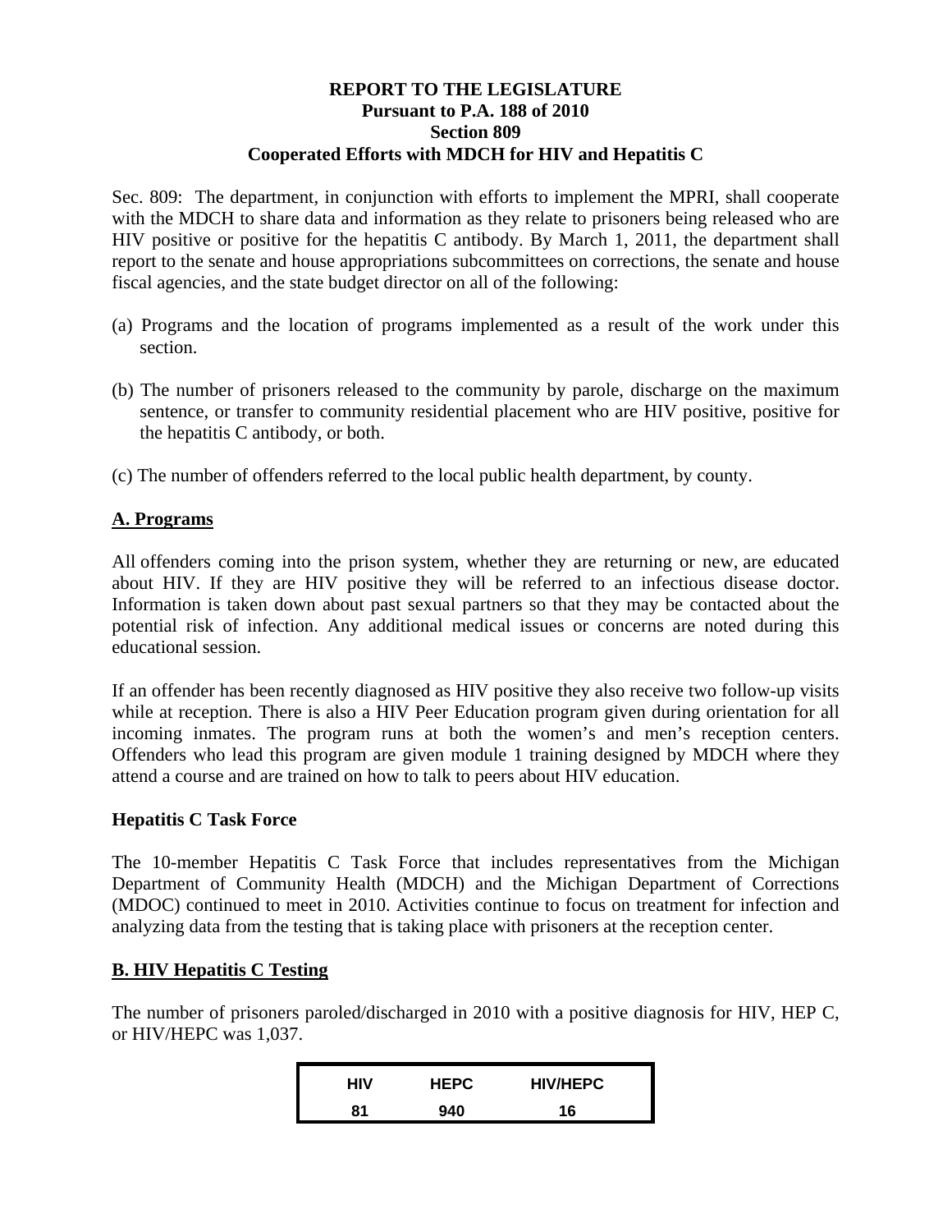**REPORT TO THE LEGISLATURE**
**Pursuant to P.A. 188 of 2010**
**Section 809**
**Cooperated Efforts with MDCH for HIV and Hepatitis C**

Sec. 809: The department, in conjunction with efforts to implement the MPRI, shall cooperate with the MDCH to share data and information as they relate to prisoners being released who are HIV positive or positive for the hepatitis C antibody. By March 1, 2011, the department shall report to the senate and house appropriations subcommittees on corrections, the senate and house fiscal agencies, and the state budget director on all of the following:

(a) Programs and the location of programs implemented as a result of the work under this section.

(b) The number of prisoners released to the community by parole, discharge on the maximum sentence, or transfer to community residential placement who are HIV positive, positive for the hepatitis C antibody, or both.

(c) The number of offenders referred to the local public health department, by county.

## A. Programs

All offenders coming into the prison system, whether they are returning or new, are educated about HIV. If they are HIV positive they will be referred to an infectious disease doctor. Information is taken down about past sexual partners so that they may be contacted about the potential risk of infection. Any additional medical issues or concerns are noted during this educational session.

If an offender has been recently diagnosed as HIV positive they also receive two follow-up visits while at reception. There is also a HIV Peer Education program given during orientation for all incoming inmates. The program runs at both the women's and men's reception centers. Offenders who lead this program are given module 1 training designed by MDCH where they attend a course and are trained on how to talk to peers about HIV education.

### Hepatitis C Task Force

The 10-member Hepatitis C Task Force that includes representatives from the Michigan Department of Community Health (MDCH) and the Michigan Department of Corrections (MDOC) continued to meet in 2010. Activities continue to focus on treatment for infection and analyzing data from the testing that is taking place with prisoners at the reception center.

## B. HIV Hepatitis C Testing

The number of prisoners paroled/discharged in 2010 with a positive diagnosis for HIV, HEP C, or HIV/HEPC was 1,037.

| HIV | HEPC | HIV/HEPC |
|---|---|---|
| 81 | 940 | 16 |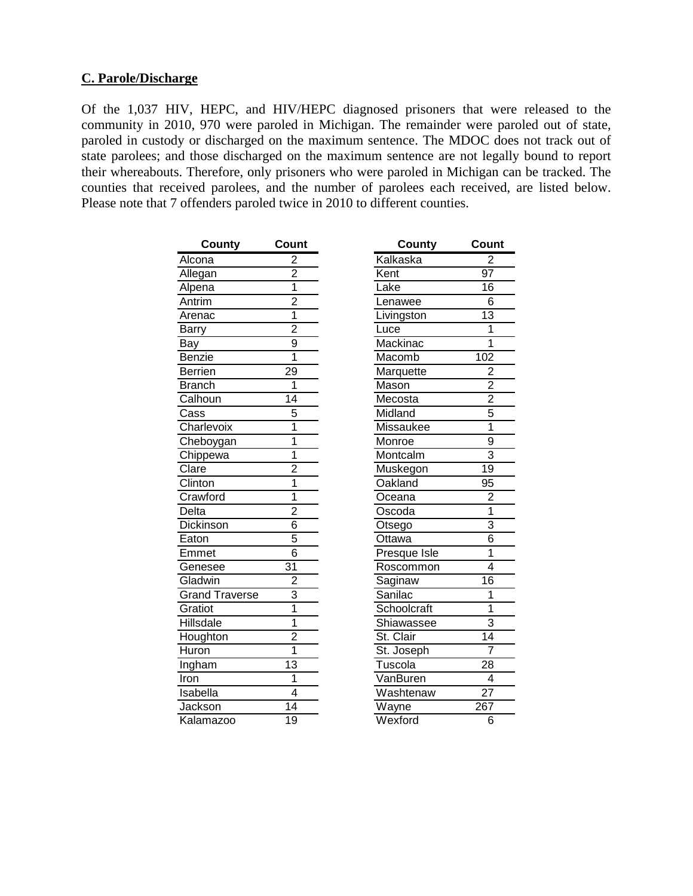**C. Parole/Discharge**

Of the 1,037 HIV, HEPC, and HIV/HEPC diagnosed prisoners that were released to the community in 2010, 970 were paroled in Michigan. The remainder were paroled out of state, paroled in custody or discharged on the maximum sentence. The MDOC does not track out of state parolees; and those discharged on the maximum sentence are not legally bound to report their whereabouts. Therefore, only prisoners who were paroled in Michigan can be tracked. The counties that received parolees, and the number of parolees each received, are listed below. Please note that 7 offenders paroled twice in 2010 to different counties.

| County | Count |
|---|---|
| Alcona | 2 |
| Allegan | 2 |
| Alpena | 1 |
| Antrim | 2 |
| Arenac | 1 |
| Barry | 2 |
| Bay | 9 |
| Benzie | 1 |
| Berrien | 29 |
| Branch | 1 |
| Calhoun | 14 |
| Cass | 5 |
| Charlevoix | 1 |
| Cheboygan | 1 |
| Chippewa | 1 |
| Clare | 2 |
| Clinton | 1 |
| Crawford | 1 |
| Delta | 2 |
| Dickinson | 6 |
| Eaton | 5 |
| Emmet | 6 |
| Genesee | 31 |
| Gladwin | 2 |
| Grand Traverse | 3 |
| Gratiot | 1 |
| Hillsdale | 1 |
| Houghton | 2 |
| Huron | 1 |
| Ingham | 13 |
| Iron | 1 |
| Isabella | 4 |
| Jackson | 14 |
| Kalamazoo | 19 |

| County | Count |
|---|---|
| Kalkaska | 2 |
| Kent | 97 |
| Lake | 16 |
| Lenawee | 6 |
| Livingston | 13 |
| Luce | 1 |
| Mackinac | 1 |
| Macomb | 102 |
| Marquette | 2 |
| Mason | 2 |
| Mecosta | 2 |
| Midland | 5 |
| Missaukee | 1 |
| Monroe | 9 |
| Montcalm | 3 |
| Muskegon | 19 |
| Oakland | 95 |
| Oceana | 2 |
| Oscoda | 1 |
| Otsego | 3 |
| Ottawa | 6 |
| Presque Isle | 1 |
| Roscommon | 4 |
| Saginaw | 16 |
| Sanilac | 1 |
| Schoolcraft | 1 |
| Shiawassee | 3 |
| St. Clair | 14 |
| St. Joseph | 7 |
| Tuscola | 28 |
| VanBuren | 4 |
| Washtenaw | 27 |
| Wayne | 267 |
| Wexford | 6 |